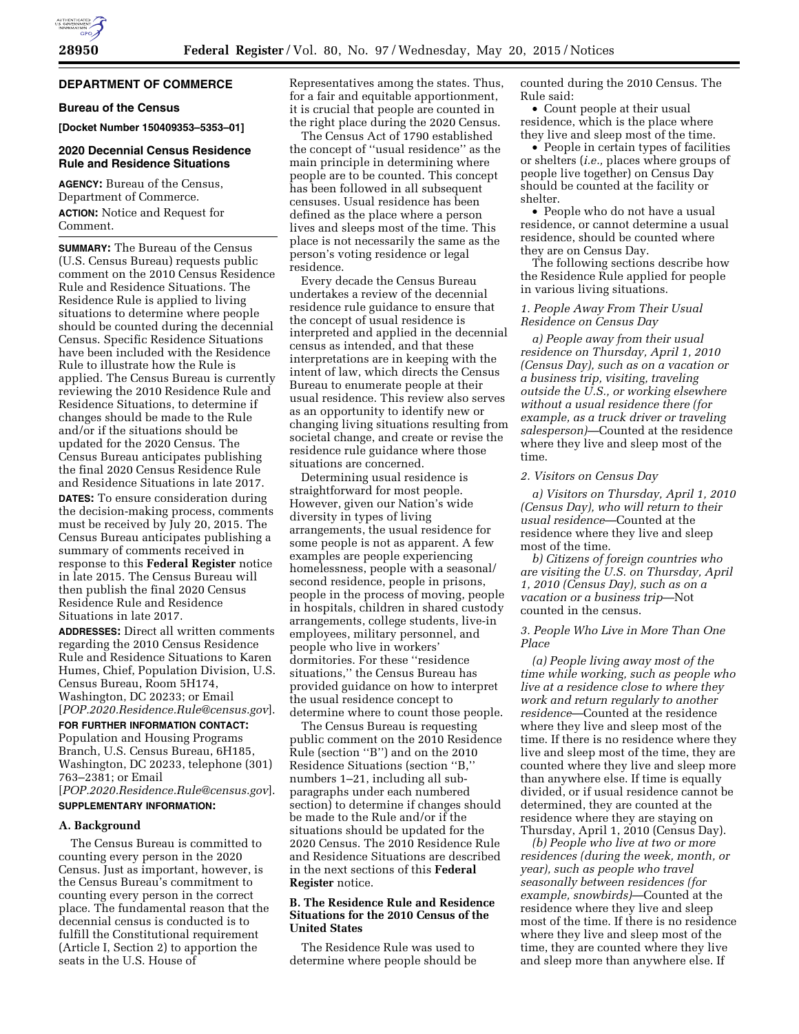**DEPARTMENT OF COMMERCE**

**Bureau of the Census**

**[Docket Number 150409353–5353–01]**

## 2020 Decennial Census Residence Rule and Residence Situations

**AGENCY:** Bureau of the Census, Department of Commerce.

**ACTION:** Notice and Request for Comment.

**SUMMARY:** The Bureau of the Census (U.S. Census Bureau) requests public comment on the 2010 Census Residence Rule and Residence Situations. The Residence Rule is applied to living situations to determine where people should be counted during the decennial Census. Specific Residence Situations have been included with the Residence Rule to illustrate how the Rule is applied. The Census Bureau is currently reviewing the 2010 Residence Rule and Residence Situations, to determine if changes should be made to the Rule and/or if the situations should be updated for the 2020 Census. The Census Bureau anticipates publishing the final 2020 Census Residence Rule and Residence Situations in late 2017.

**DATES:** To ensure consideration during the decision-making process, comments must be received by July 20, 2015. The Census Bureau anticipates publishing a summary of comments received in response to this **Federal Register** notice in late 2015. The Census Bureau will then publish the final 2020 Census Residence Rule and Residence Situations in late 2017.

**ADDRESSES:** Direct all written comments regarding the 2010 Census Residence Rule and Residence Situations to Karen Humes, Chief, Population Division, U.S. Census Bureau, Room 5H174, Washington, DC 20233; or Email [*POP.2020.Residence.Rule@census.gov*].

**FOR FURTHER INFORMATION CONTACT:** Population and Housing Programs Branch, U.S. Census Bureau, 6H185, Washington, DC 20233, telephone (301) 763–2381; or Email [*POP.2020.Residence.Rule@census.gov*].

**SUPPLEMENTARY INFORMATION:**

### A. Background

The Census Bureau is committed to counting every person in the 2020 Census. Just as important, however, is the Census Bureau's commitment to counting every person in the correct place. The fundamental reason that the decennial census is conducted is to fulfill the Constitutional requirement (Article I, Section 2) to apportion the seats in the U.S. House of Representatives among the states. Thus, for a fair and equitable apportionment, it is crucial that people are counted in the right place during the 2020 Census.

The Census Act of 1790 established the concept of ''usual residence'' as the main principle in determining where people are to be counted. This concept has been followed in all subsequent censuses. Usual residence has been defined as the place where a person lives and sleeps most of the time. This place is not necessarily the same as the person's voting residence or legal residence.

Every decade the Census Bureau undertakes a review of the decennial residence rule guidance to ensure that the concept of usual residence is interpreted and applied in the decennial census as intended, and that these interpretations are in keeping with the intent of law, which directs the Census Bureau to enumerate people at their usual residence. This review also serves as an opportunity to identify new or changing living situations resulting from societal change, and create or revise the residence rule guidance where those situations are concerned.

Determining usual residence is straightforward for most people. However, given our Nation's wide diversity in types of living arrangements, the usual residence for some people is not as apparent. A few examples are people experiencing homelessness, people with a seasonal/second residence, people in prisons, people in the process of moving, people in hospitals, children in shared custody arrangements, college students, live-in employees, military personnel, and people who live in workers' dormitories. For these ''residence situations,'' the Census Bureau has provided guidance on how to interpret the usual residence concept to determine where to count those people.

The Census Bureau is requesting public comment on the 2010 Residence Rule (section ''B'') and on the 2010 Residence Situations (section ''B,'' numbers 1–21, including all sub-paragraphs under each numbered section) to determine if changes should be made to the Rule and/or if the situations should be updated for the 2020 Census. The 2010 Residence Rule and Residence Situations are described in the next sections of this **Federal Register** notice.

### B. The Residence Rule and Residence Situations for the 2010 Census of the United States

The Residence Rule was used to determine where people should be counted during the 2010 Census. The Rule said:

- Count people at their usual residence, which is the place where they live and sleep most of the time.
- People in certain types of facilities or shelters (*i.e.,* places where groups of people live together) on Census Day should be counted at the facility or shelter.
- People who do not have a usual residence, or cannot determine a usual residence, should be counted where they are on Census Day.

The following sections describe how the Residence Rule applied for people in various living situations.

*1. People Away From Their Usual Residence on Census Day*

*a) People away from their usual residence on Thursday, April 1, 2010 (Census Day), such as on a vacation or a business trip, visiting, traveling outside the U.S., or working elsewhere without a usual residence there (for example, as a truck driver or traveling salesperson)*—Counted at the residence where they live and sleep most of the time.

*2. Visitors on Census Day*

*a) Visitors on Thursday, April 1, 2010 (Census Day), who will return to their usual residence*—Counted at the residence where they live and sleep most of the time.

*b) Citizens of foreign countries who are visiting the U.S. on Thursday, April 1, 2010 (Census Day), such as on a vacation or a business trip*—Not counted in the census.

*3. People Who Live in More Than One Place*

*(a) People living away most of the time while working, such as people who live at a residence close to where they work and return regularly to another residence*—Counted at the residence where they live and sleep most of the time. If there is no residence where they live and sleep most of the time, they are counted where they live and sleep more than anywhere else. If time is equally divided, or if usual residence cannot be determined, they are counted at the residence where they are staying on Thursday, April 1, 2010 (Census Day).

*(b) People who live at two or more residences (during the week, month, or year), such as people who travel seasonally between residences (for example, snowbirds)*—Counted at the residence where they live and sleep most of the time. If there is no residence where they live and sleep most of the time, they are counted where they live and sleep more than anywhere else. If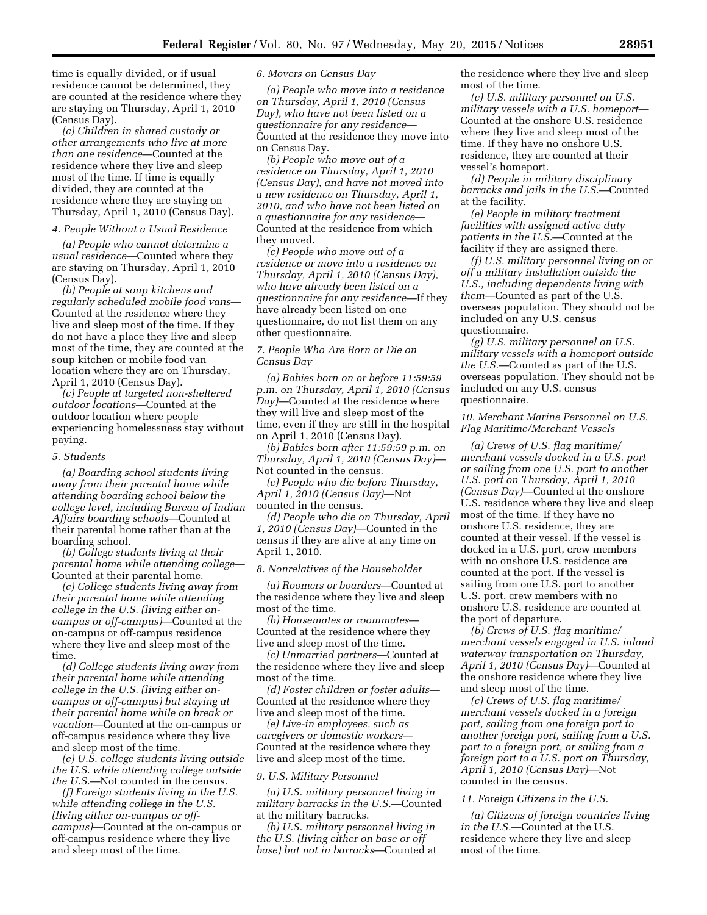time is equally divided, or if usual residence cannot be determined, they are counted at the residence where they are staying on Thursday, April 1, 2010 (Census Day).

*(c) Children in shared custody or other arrangements who live at more than one residence*—Counted at the residence where they live and sleep most of the time. If time is equally divided, they are counted at the residence where they are staying on Thursday, April 1, 2010 (Census Day).

*4. People Without a Usual Residence*

*(a) People who cannot determine a usual residence*—Counted where they are staying on Thursday, April 1, 2010 (Census Day).

*(b) People at soup kitchens and regularly scheduled mobile food vans*—Counted at the residence where they live and sleep most of the time. If they do not have a place they live and sleep most of the time, they are counted at the soup kitchen or mobile food van location where they are on Thursday, April 1, 2010 (Census Day).

*(c) People at targeted non-sheltered outdoor locations*—Counted at the outdoor location where people experiencing homelessness stay without paying.

*5. Students*

*(a) Boarding school students living away from their parental home while attending boarding school below the college level, including Bureau of Indian Affairs boarding schools*—Counted at their parental home rather than at the boarding school.

*(b) College students living at their parental home while attending college*—Counted at their parental home.

*(c) College students living away from their parental home while attending college in the U.S. (living either on-campus or off-campus)*—Counted at the on-campus or off-campus residence where they live and sleep most of the time.

*(d) College students living away from their parental home while attending college in the U.S. (living either on-campus or off-campus) but staying at their parental home while on break or vacation*—Counted at the on-campus or off-campus residence where they live and sleep most of the time.

*(e) U.S. college students living outside the U.S. while attending college outside the U.S.*—Not counted in the census.

*(f) Foreign students living in the U.S. while attending college in the U.S. (living either on-campus or off-campus)*—Counted at the on-campus or off-campus residence where they live and sleep most of the time.

*6. Movers on Census Day*

*(a) People who move into a residence on Thursday, April 1, 2010 (Census Day), who have not been listed on a questionnaire for any residence*—Counted at the residence they move into on Census Day.

*(b) People who move out of a residence on Thursday, April 1, 2010 (Census Day), and have not moved into a new residence on Thursday, April 1, 2010, and who have not been listed on a questionnaire for any residence*—Counted at the residence from which they moved.

*(c) People who move out of a residence or move into a residence on Thursday, April 1, 2010 (Census Day), who have already been listed on a questionnaire for any residence*—If they have already been listed on one questionnaire, do not list them on any other questionnaire.

*7. People Who Are Born or Die on Census Day*

*(a) Babies born on or before 11:59:59 p.m. on Thursday, April 1, 2010 (Census Day)*—Counted at the residence where they will live and sleep most of the time, even if they are still in the hospital on April 1, 2010 (Census Day).

*(b) Babies born after 11:59:59 p.m. on Thursday, April 1, 2010 (Census Day)*—Not counted in the census.

*(c) People who die before Thursday, April 1, 2010 (Census Day)*—Not counted in the census.

*(d) People who die on Thursday, April 1, 2010 (Census Day)*—Counted in the census if they are alive at any time on April 1, 2010.

*8. Nonrelatives of the Householder*

*(a) Roomers or boarders*—Counted at the residence where they live and sleep most of the time.

*(b) Housemates or roommates*—Counted at the residence where they live and sleep most of the time.

*(c) Unmarried partners*—Counted at the residence where they live and sleep most of the time.

*(d) Foster children or foster adults*—Counted at the residence where they live and sleep most of the time.

*(e) Live-in employees, such as caregivers or domestic workers*—Counted at the residence where they live and sleep most of the time.

*9. U.S. Military Personnel*

*(a) U.S. military personnel living in military barracks in the U.S.*—Counted at the military barracks.

*(b) U.S. military personnel living in the U.S. (living either on base or off base) but not in barracks*—Counted at the residence where they live and sleep most of the time.

*(c) U.S. military personnel on U.S. military vessels with a U.S. homeport*—Counted at the onshore U.S. residence where they live and sleep most of the time. If they have no onshore U.S. residence, they are counted at their vessel's homeport.

*(d) People in military disciplinary barracks and jails in the U.S.*—Counted at the facility.

*(e) People in military treatment facilities with assigned active duty patients in the U.S.*—Counted at the facility if they are assigned there.

*(f) U.S. military personnel living on or off a military installation outside the U.S., including dependents living with them*—Counted as part of the U.S. overseas population. They should not be included on any U.S. census questionnaire.

*(g) U.S. military personnel on U.S. military vessels with a homeport outside the U.S.*—Counted as part of the U.S. overseas population. They should not be included on any U.S. census questionnaire.

*10. Merchant Marine Personnel on U.S. Flag Maritime/Merchant Vessels*

*(a) Crews of U.S. flag maritime/merchant vessels docked in a U.S. port or sailing from one U.S. port to another U.S. port on Thursday, April 1, 2010 (Census Day)*—Counted at the onshore U.S. residence where they live and sleep most of the time. If they have no onshore U.S. residence, they are counted at their vessel. If the vessel is docked in a U.S. port, crew members with no onshore U.S. residence are counted at the port. If the vessel is sailing from one U.S. port to another U.S. port, crew members with no onshore U.S. residence are counted at the port of departure.

*(b) Crews of U.S. flag maritime/merchant vessels engaged in U.S. inland waterway transportation on Thursday, April 1, 2010 (Census Day)*—Counted at the onshore residence where they live and sleep most of the time.

*(c) Crews of U.S. flag maritime/merchant vessels docked in a foreign port, sailing from one foreign port to another foreign port, sailing from a U.S. port to a foreign port, or sailing from a foreign port to a U.S. port on Thursday, April 1, 2010 (Census Day)*—Not counted in the census.

*11. Foreign Citizens in the U.S.*

*(a) Citizens of foreign countries living in the U.S.*—Counted at the U.S. residence where they live and sleep most of the time.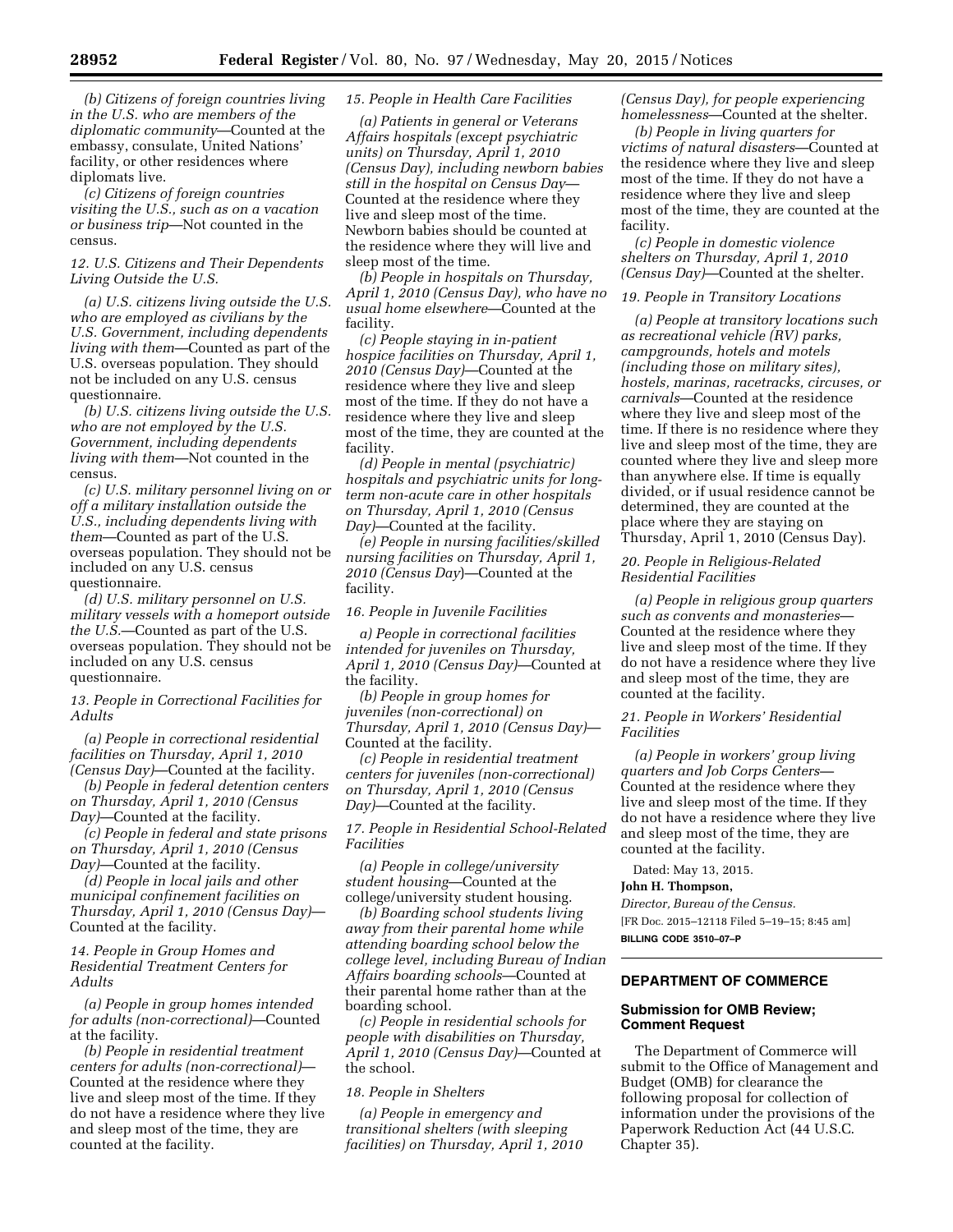*(b) Citizens of foreign countries living in the U.S. who are members of the diplomatic community*—Counted at the embassy, consulate, United Nations' facility, or other residences where diplomats live.

*(c) Citizens of foreign countries visiting the U.S., such as on a vacation or business trip*—Not counted in the census.

*12. U.S. Citizens and Their Dependents Living Outside the U.S.*

*(a) U.S. citizens living outside the U.S. who are employed as civilians by the U.S. Government, including dependents living with them*—Counted as part of the U.S. overseas population. They should not be included on any U.S. census questionnaire.

*(b) U.S. citizens living outside the U.S. who are not employed by the U.S. Government, including dependents living with them*—Not counted in the census.

*(c) U.S. military personnel living on or off a military installation outside the U.S., including dependents living with them*—Counted as part of the U.S. overseas population. They should not be included on any U.S. census questionnaire.

*(d) U.S. military personnel on U.S. military vessels with a homeport outside the U.S.*—Counted as part of the U.S. overseas population. They should not be included on any U.S. census questionnaire.

*13. People in Correctional Facilities for Adults*

*(a) People in correctional residential facilities on Thursday, April 1, 2010 (Census Day)*—Counted at the facility.

*(b) People in federal detention centers on Thursday, April 1, 2010 (Census Day)*—Counted at the facility.

*(c) People in federal and state prisons on Thursday, April 1, 2010 (Census Day)*—Counted at the facility.

*(d) People in local jails and other municipal confinement facilities on Thursday, April 1, 2010 (Census Day)*—Counted at the facility.

*14. People in Group Homes and Residential Treatment Centers for Adults*

*(a) People in group homes intended for adults (non-correctional)*—Counted at the facility.

*(b) People in residential treatment centers for adults (non-correctional)*—Counted at the residence where they live and sleep most of the time. If they do not have a residence where they live and sleep most of the time, they are counted at the facility.

*15. People in Health Care Facilities*

*(a) Patients in general or Veterans Affairs hospitals (except psychiatric units) on Thursday, April 1, 2010 (Census Day), including newborn babies still in the hospital on Census Day*—Counted at the residence where they live and sleep most of the time. Newborn babies should be counted at the residence where they will live and sleep most of the time.

*(b) People in hospitals on Thursday, April 1, 2010 (Census Day), who have no usual home elsewhere*—Counted at the facility.

*(c) People staying in in-patient hospice facilities on Thursday, April 1, 2010 (Census Day)*—Counted at the residence where they live and sleep most of the time. If they do not have a residence where they live and sleep most of the time, they are counted at the facility.

*(d) People in mental (psychiatric) hospitals and psychiatric units for long-term non-acute care in other hospitals on Thursday, April 1, 2010 (Census Day)*—Counted at the facility.

*(e) People in nursing facilities/skilled nursing facilities on Thursday, April 1, 2010 (Census Day)*—Counted at the facility.

*16. People in Juvenile Facilities*

*a) People in correctional facilities intended for juveniles on Thursday, April 1, 2010 (Census Day)*—Counted at the facility.

*(b) People in group homes for juveniles (non-correctional) on Thursday, April 1, 2010 (Census Day)*—Counted at the facility.

*(c) People in residential treatment centers for juveniles (non-correctional) on Thursday, April 1, 2010 (Census Day)*—Counted at the facility.

*17. People in Residential School-Related Facilities*

*(a) People in college/university student housing*—Counted at the college/university student housing.

*(b) Boarding school students living away from their parental home while attending boarding school below the college level, including Bureau of Indian Affairs boarding schools*—Counted at their parental home rather than at the boarding school.

*(c) People in residential schools for people with disabilities on Thursday, April 1, 2010 (Census Day)*—Counted at the school.

*18. People in Shelters*

*(a) People in emergency and transitional shelters (with sleeping facilities) on Thursday, April 1, 2010 (Census Day), for people experiencing homelessness*—Counted at the shelter.

*(b) People in living quarters for victims of natural disasters*—Counted at the residence where they live and sleep most of the time. If they do not have a residence where they live and sleep most of the time, they are counted at the facility.

*(c) People in domestic violence shelters on Thursday, April 1, 2010 (Census Day)*—Counted at the shelter.

*19. People in Transitory Locations*

*(a) People at transitory locations such as recreational vehicle (RV) parks, campgrounds, hotels and motels (including those on military sites), hostels, marinas, racetracks, circuses, or carnivals*—Counted at the residence where they live and sleep most of the time. If there is no residence where they live and sleep most of the time, they are counted where they live and sleep more than anywhere else. If time is equally divided, or if usual residence cannot be determined, they are counted at the place where they are staying on Thursday, April 1, 2010 (Census Day).

*20. People in Religious-Related Residential Facilities*

*(a) People in religious group quarters such as convents and monasteries*—Counted at the residence where they live and sleep most of the time. If they do not have a residence where they live and sleep most of the time, they are counted at the facility.

*21. People in Workers' Residential Facilities*

*(a) People in workers' group living quarters and Job Corps Centers*—Counted at the residence where they live and sleep most of the time. If they do not have a residence where they live and sleep most of the time, they are counted at the facility.

Dated: May 13, 2015.

**John H. Thompson,**

*Director, Bureau of the Census.*

[FR Doc. 2015–12118 Filed 5–19–15; 8:45 am]

**BILLING CODE 3510–07–P**

## DEPARTMENT OF COMMERCE

### Submission for OMB Review; Comment Request

The Department of Commerce will submit to the Office of Management and Budget (OMB) for clearance the following proposal for collection of information under the provisions of the Paperwork Reduction Act (44 U.S.C. Chapter 35).